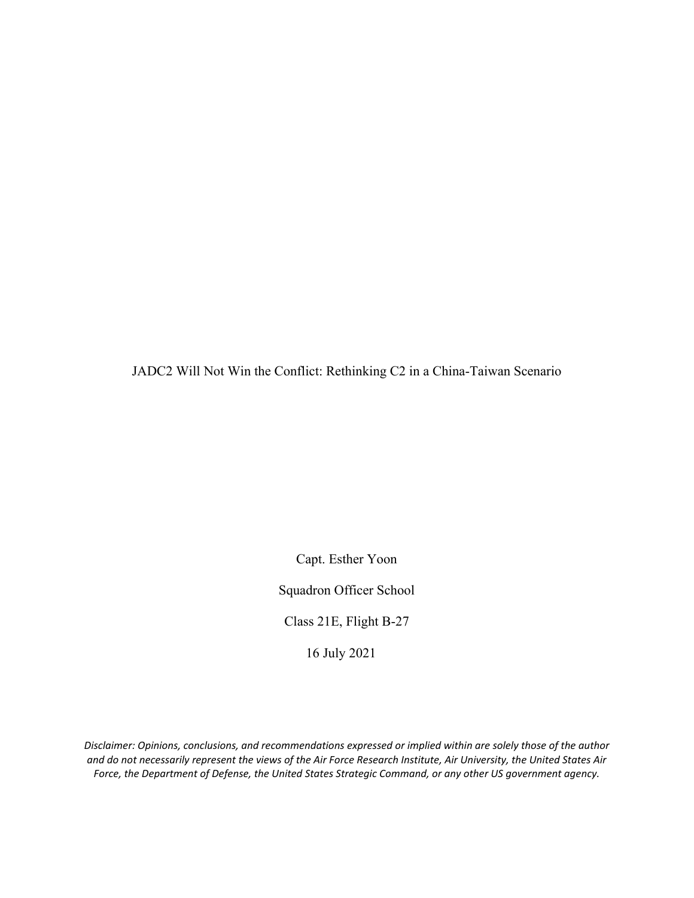# JADC2 Will Not Win the Conflict: Rethinking C2 in a China-Taiwan Scenario

Capt. Esther Yoon

Squadron Officer School

Class 21E, Flight B-27

16 July 2021

*Disclaimer: Opinions, conclusions, and recommendations expressed or implied within are solely those of the author and do not necessarily represent the views of the Air Force Research Institute, Air University, the United States Air Force, the Department of Defense, the United States Strategic Command, or any other US government agency.*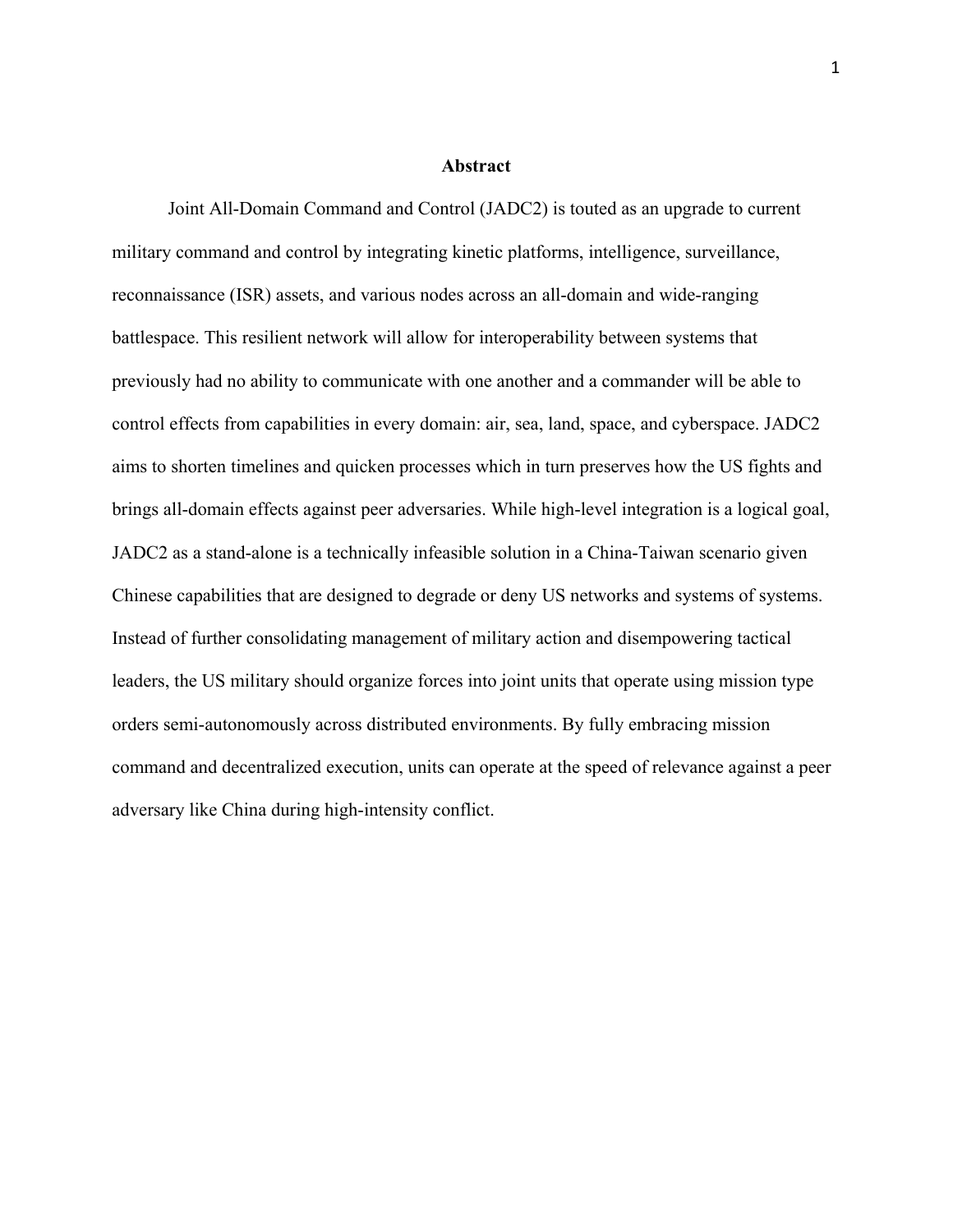## Abstract

Joint All-Domain Command and Control (JADC2) is touted as an upgrade to current military command and control by integrating kinetic platforms, intelligence, surveillance, reconnaissance (ISR) assets, and various nodes across an all-domain and wide-ranging battlespace. This resilient network will allow for interoperability between systems that previously had no ability to communicate with one another and a commander will be able to control effects from capabilities in every domain: air, sea, land, space, and cyberspace. JADC2 aims to shorten timelines and quicken processes which in turn preserves how the US fights and brings all-domain effects against peer adversaries. While high-level integration is a logical goal, JADC2 as a stand-alone is a technically infeasible solution in a China-Taiwan scenario given Chinese capabilities that are designed to degrade or deny US networks and systems of systems. Instead of further consolidating management of military action and disempowering tactical leaders, the US military should organize forces into joint units that operate using mission type orders semi-autonomously across distributed environments. By fully embracing mission command and decentralized execution, units can operate at the speed of relevance against a peer adversary like China during high-intensity conflict.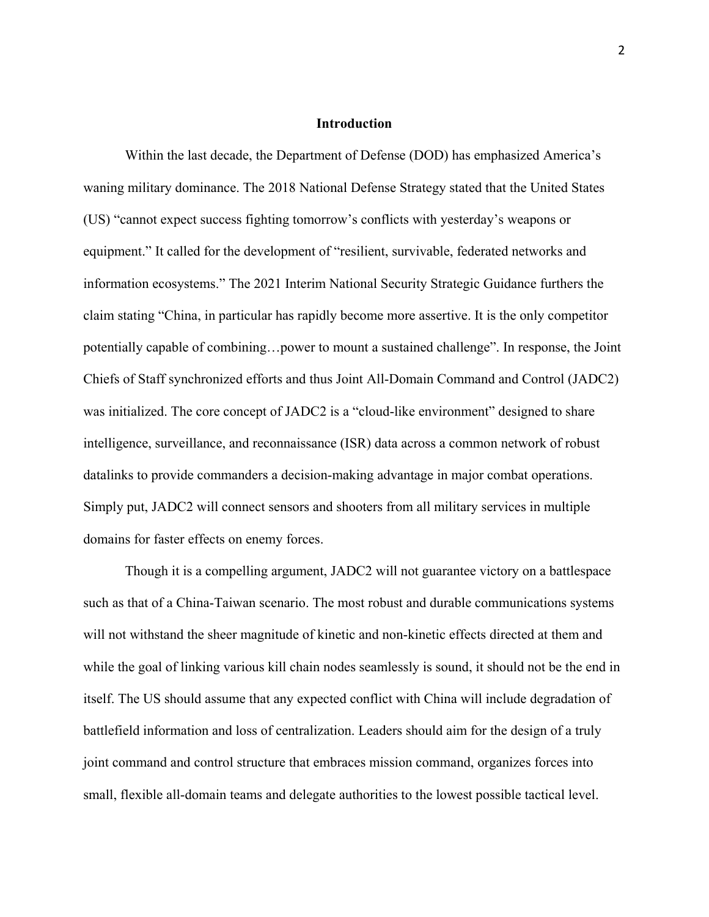## Introduction

Within the last decade, the Department of Defense (DOD) has emphasized America's waning military dominance. The 2018 National Defense Strategy stated that the United States (US) "cannot expect success fighting tomorrow's conflicts with yesterday's weapons or equipment." It called for the development of "resilient, survivable, federated networks and information ecosystems." The 2021 Interim National Security Strategic Guidance furthers the claim stating "China, in particular has rapidly become more assertive. It is the only competitor potentially capable of combining…power to mount a sustained challenge". In response, the Joint Chiefs of Staff synchronized efforts and thus Joint All-Domain Command and Control (JADC2) was initialized. The core concept of JADC2 is a "cloud-like environment" designed to share intelligence, surveillance, and reconnaissance (ISR) data across a common network of robust datalinks to provide commanders a decision-making advantage in major combat operations. Simply put, JADC2 will connect sensors and shooters from all military services in multiple domains for faster effects on enemy forces.

Though it is a compelling argument, JADC2 will not guarantee victory on a battlespace such as that of a China-Taiwan scenario. The most robust and durable communications systems will not withstand the sheer magnitude of kinetic and non-kinetic effects directed at them and while the goal of linking various kill chain nodes seamlessly is sound, it should not be the end in itself. The US should assume that any expected conflict with China will include degradation of battlefield information and loss of centralization. Leaders should aim for the design of a truly joint command and control structure that embraces mission command, organizes forces into small, flexible all-domain teams and delegate authorities to the lowest possible tactical level.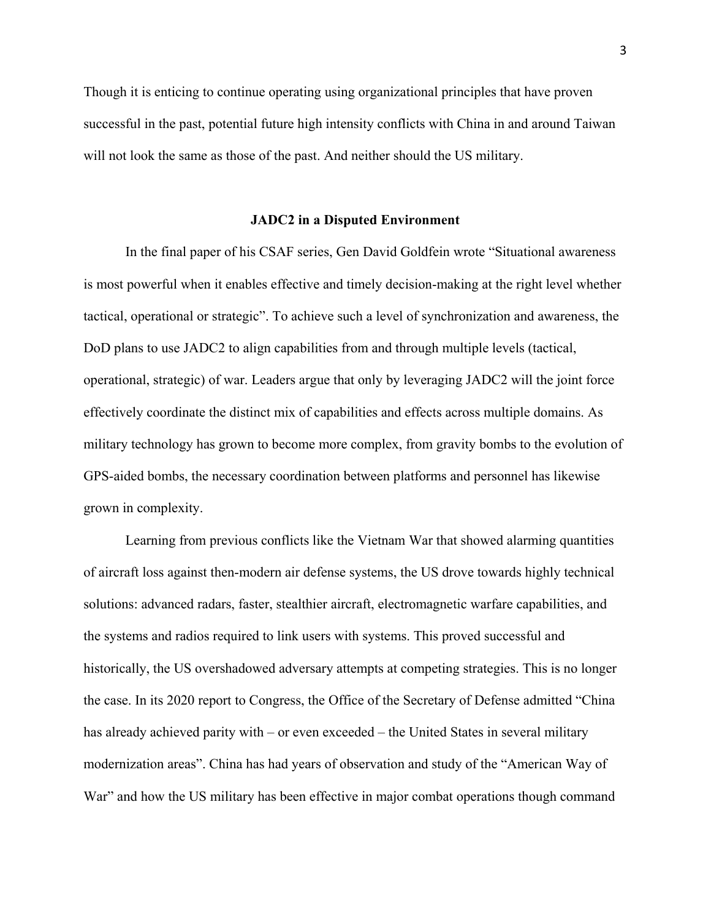Though it is enticing to continue operating using organizational principles that have proven successful in the past, potential future high intensity conflicts with China in and around Taiwan will not look the same as those of the past. And neither should the US military.

## JADC2 in a Disputed Environment

In the final paper of his CSAF series, Gen David Goldfein wrote "Situational awareness is most powerful when it enables effective and timely decision-making at the right level whether tactical, operational or strategic". To achieve such a level of synchronization and awareness, the DoD plans to use JADC2 to align capabilities from and through multiple levels (tactical, operational, strategic) of war. Leaders argue that only by leveraging JADC2 will the joint force effectively coordinate the distinct mix of capabilities and effects across multiple domains. As military technology has grown to become more complex, from gravity bombs to the evolution of GPS-aided bombs, the necessary coordination between platforms and personnel has likewise grown in complexity.

Learning from previous conflicts like the Vietnam War that showed alarming quantities of aircraft loss against then-modern air defense systems, the US drove towards highly technical solutions: advanced radars, faster, stealthier aircraft, electromagnetic warfare capabilities, and the systems and radios required to link users with systems. This proved successful and historically, the US overshadowed adversary attempts at competing strategies. This is no longer the case. In its 2020 report to Congress, the Office of the Secretary of Defense admitted "China has already achieved parity with – or even exceeded – the United States in several military modernization areas". China has had years of observation and study of the "American Way of War" and how the US military has been effective in major combat operations though command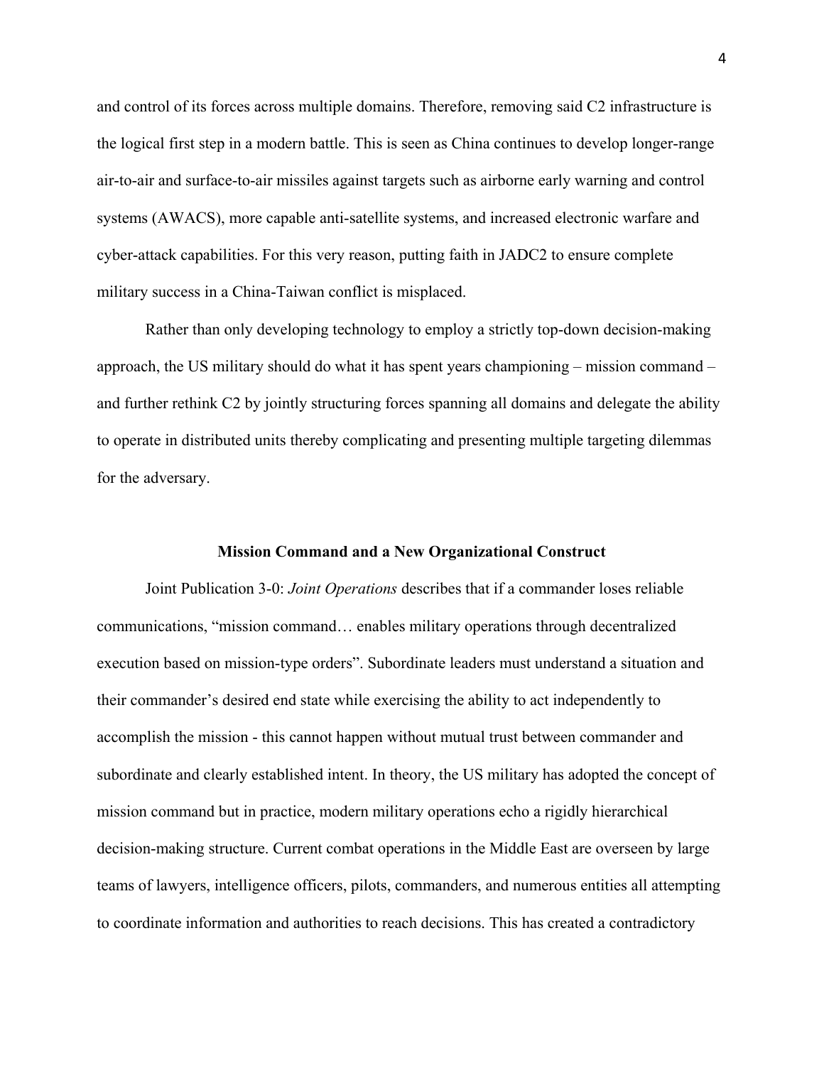and control of its forces across multiple domains. Therefore, removing said C2 infrastructure is the logical first step in a modern battle. This is seen as China continues to develop longer-range air-to-air and surface-to-air missiles against targets such as airborne early warning and control systems (AWACS), more capable anti-satellite systems, and increased electronic warfare and cyber-attack capabilities. For this very reason, putting faith in JADC2 to ensure complete military success in a China-Taiwan conflict is misplaced.

Rather than only developing technology to employ a strictly top-down decision-making approach, the US military should do what it has spent years championing – mission command – and further rethink C2 by jointly structuring forces spanning all domains and delegate the ability to operate in distributed units thereby complicating and presenting multiple targeting dilemmas for the adversary.

## Mission Command and a New Organizational Construct

Joint Publication 3-0: *Joint Operations* describes that if a commander loses reliable communications, "mission command… enables military operations through decentralized execution based on mission-type orders". Subordinate leaders must understand a situation and their commander's desired end state while exercising the ability to act independently to accomplish the mission - this cannot happen without mutual trust between commander and subordinate and clearly established intent. In theory, the US military has adopted the concept of mission command but in practice, modern military operations echo a rigidly hierarchical decision-making structure. Current combat operations in the Middle East are overseen by large teams of lawyers, intelligence officers, pilots, commanders, and numerous entities all attempting to coordinate information and authorities to reach decisions. This has created a contradictory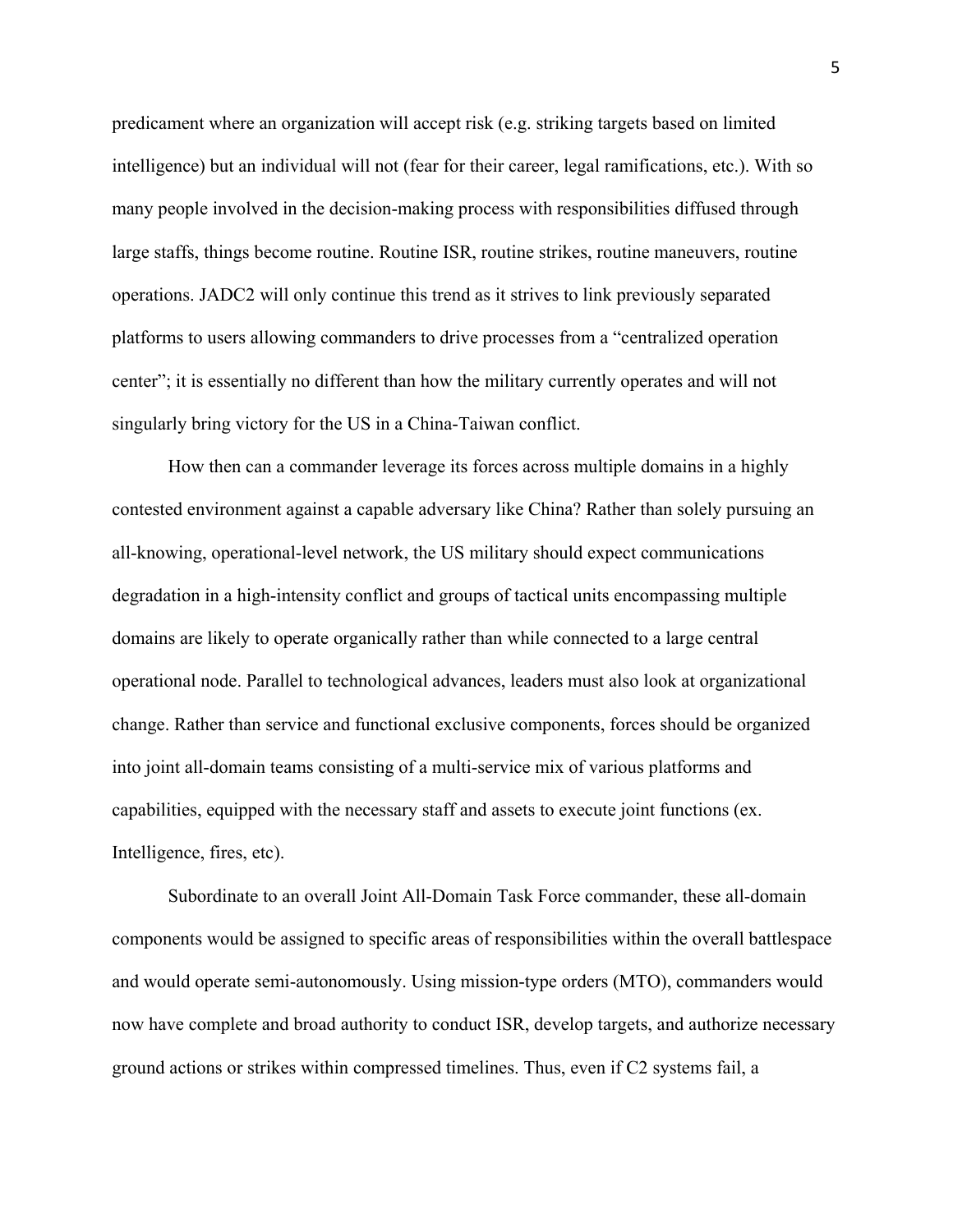predicament where an organization will accept risk (e.g. striking targets based on limited intelligence) but an individual will not (fear for their career, legal ramifications, etc.). With so many people involved in the decision-making process with responsibilities diffused through large staffs, things become routine. Routine ISR, routine strikes, routine maneuvers, routine operations. JADC2 will only continue this trend as it strives to link previously separated platforms to users allowing commanders to drive processes from a "centralized operation center"; it is essentially no different than how the military currently operates and will not singularly bring victory for the US in a China-Taiwan conflict.

How then can a commander leverage its forces across multiple domains in a highly contested environment against a capable adversary like China? Rather than solely pursuing an all-knowing, operational-level network, the US military should expect communications degradation in a high-intensity conflict and groups of tactical units encompassing multiple domains are likely to operate organically rather than while connected to a large central operational node. Parallel to technological advances, leaders must also look at organizational change. Rather than service and functional exclusive components, forces should be organized into joint all-domain teams consisting of a multi-service mix of various platforms and capabilities, equipped with the necessary staff and assets to execute joint functions (ex. Intelligence, fires, etc).

Subordinate to an overall Joint All-Domain Task Force commander, these all-domain components would be assigned to specific areas of responsibilities within the overall battlespace and would operate semi-autonomously. Using mission-type orders (MTO), commanders would now have complete and broad authority to conduct ISR, develop targets, and authorize necessary ground actions or strikes within compressed timelines. Thus, even if C2 systems fail, a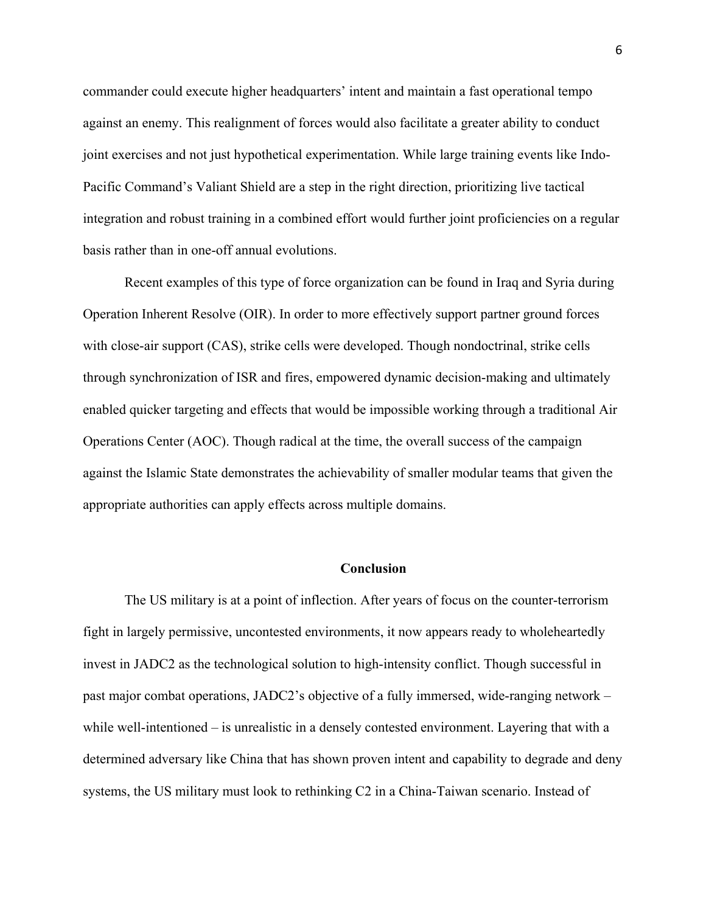commander could execute higher headquarters' intent and maintain a fast operational tempo against an enemy. This realignment of forces would also facilitate a greater ability to conduct joint exercises and not just hypothetical experimentation. While large training events like Indo-Pacific Command's Valiant Shield are a step in the right direction, prioritizing live tactical integration and robust training in a combined effort would further joint proficiencies on a regular basis rather than in one-off annual evolutions.

Recent examples of this type of force organization can be found in Iraq and Syria during Operation Inherent Resolve (OIR). In order to more effectively support partner ground forces with close-air support (CAS), strike cells were developed. Though nondoctrinal, strike cells through synchronization of ISR and fires, empowered dynamic decision-making and ultimately enabled quicker targeting and effects that would be impossible working through a traditional Air Operations Center (AOC). Though radical at the time, the overall success of the campaign against the Islamic State demonstrates the achievability of smaller modular teams that given the appropriate authorities can apply effects across multiple domains.

## Conclusion

The US military is at a point of inflection. After years of focus on the counter-terrorism fight in largely permissive, uncontested environments, it now appears ready to wholeheartedly invest in JADC2 as the technological solution to high-intensity conflict. Though successful in past major combat operations, JADC2's objective of a fully immersed, wide-ranging network – while well-intentioned – is unrealistic in a densely contested environment. Layering that with a determined adversary like China that has shown proven intent and capability to degrade and deny systems, the US military must look to rethinking C2 in a China-Taiwan scenario. Instead of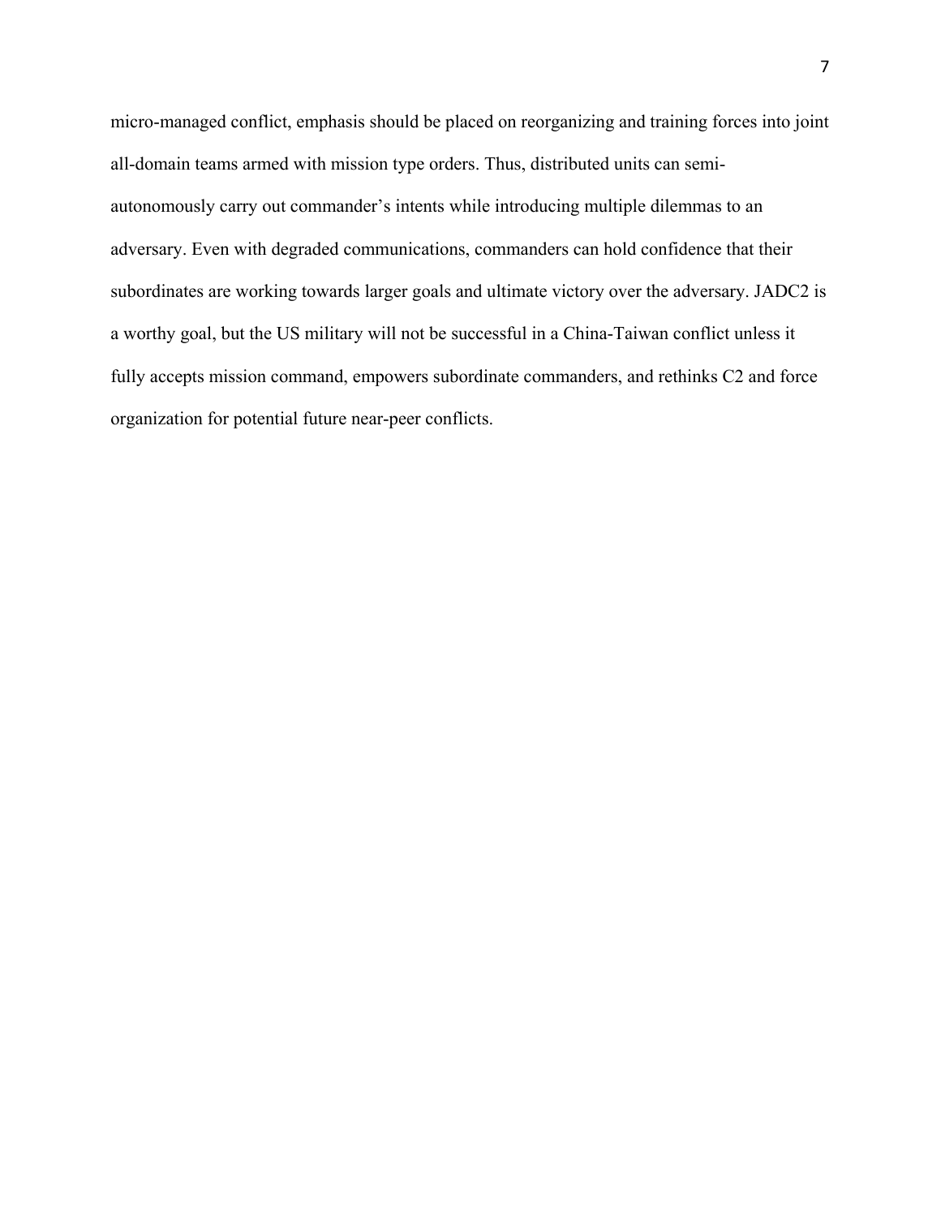micro-managed conflict, emphasis should be placed on reorganizing and training forces into joint all-domain teams armed with mission type orders. Thus, distributed units can semi-autonomously carry out commander's intents while introducing multiple dilemmas to an adversary. Even with degraded communications, commanders can hold confidence that their subordinates are working towards larger goals and ultimate victory over the adversary. JADC2 is a worthy goal, but the US military will not be successful in a China-Taiwan conflict unless it fully accepts mission command, empowers subordinate commanders, and rethinks C2 and force organization for potential future near-peer conflicts.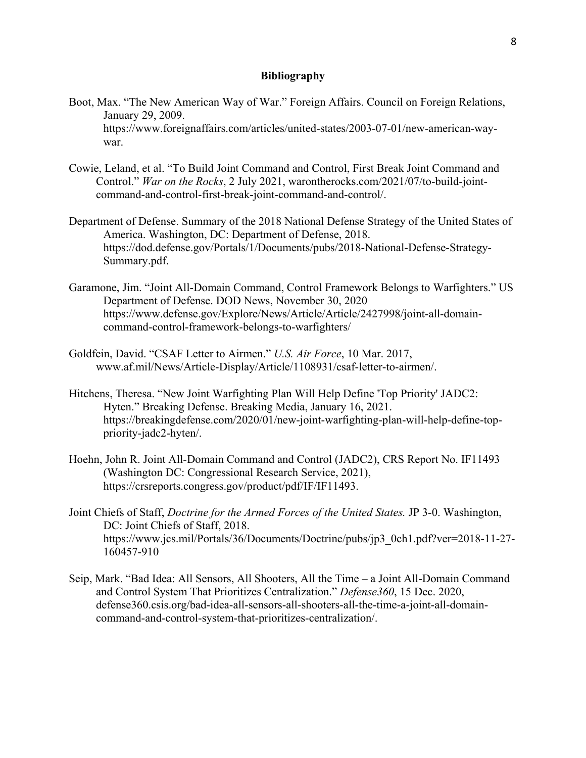**Bibliography**

Boot, Max. "The New American Way of War." Foreign Affairs. Council on Foreign Relations, January 29, 2009. https://www.foreignaffairs.com/articles/united-states/2003-07-01/new-american-way-war.

Cowie, Leland, et al. "To Build Joint Command and Control, First Break Joint Command and Control." *War on the Rocks*, 2 July 2021, warontherocks.com/2021/07/to-build-joint-command-and-control-first-break-joint-command-and-control/.

Department of Defense. Summary of the 2018 National Defense Strategy of the United States of America. Washington, DC: Department of Defense, 2018. https://dod.defense.gov/Portals/1/Documents/pubs/2018-National-Defense-Strategy-Summary.pdf.

Garamone, Jim. "Joint All-Domain Command, Control Framework Belongs to Warfighters." US Department of Defense. DOD News, November 30, 2020 https://www.defense.gov/Explore/News/Article/Article/2427998/joint-all-domain-command-control-framework-belongs-to-warfighters/

Goldfein, David. "CSAF Letter to Airmen." *U.S. Air Force*, 10 Mar. 2017, www.af.mil/News/Article-Display/Article/1108931/csaf-letter-to-airmen/.

Hitchens, Theresa. "New Joint Warfighting Plan Will Help Define 'Top Priority' JADC2: Hyten." Breaking Defense. Breaking Media, January 16, 2021. https://breakingdefense.com/2020/01/new-joint-warfighting-plan-will-help-define-top-priority-jadc2-hyten/.

Hoehn, John R. Joint All-Domain Command and Control (JADC2), CRS Report No. IF11493 (Washington DC: Congressional Research Service, 2021), https://crsreports.congress.gov/product/pdf/IF/IF11493.

Joint Chiefs of Staff, *Doctrine for the Armed Forces of the United States.* JP 3-0. Washington, DC: Joint Chiefs of Staff, 2018. https://www.jcs.mil/Portals/36/Documents/Doctrine/pubs/jp3_0ch1.pdf?ver=2018-11-27-160457-910

Seip, Mark. "Bad Idea: All Sensors, All Shooters, All the Time – a Joint All-Domain Command and Control System That Prioritizes Centralization." *Defense360*, 15 Dec. 2020, defense360.csis.org/bad-idea-all-sensors-all-shooters-all-the-time-a-joint-all-domain-command-and-control-system-that-prioritizes-centralization/.